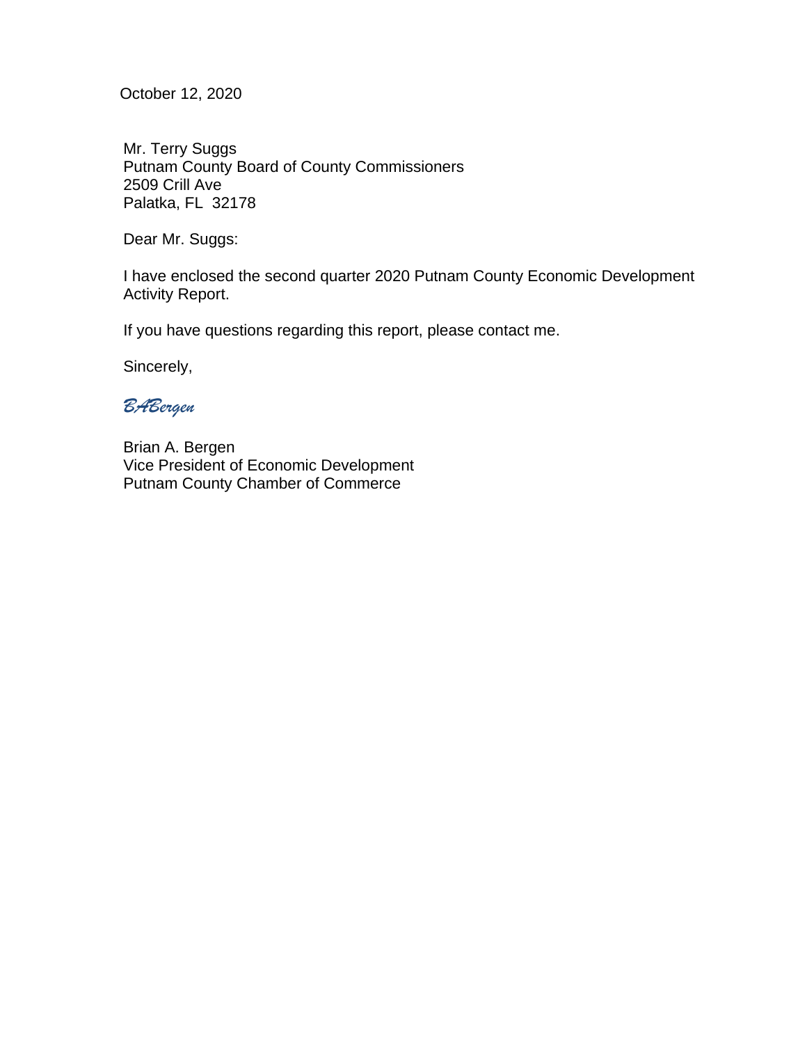October 12, 2020

Mr. Terry Suggs  
Putnam County Board of County Commissioners  
2509 Crill Ave  
Palatka, FL 32178

Dear Mr. Suggs:

I have enclosed the second quarter 2020 Putnam County Economic Development Activity Report.

If you have questions regarding this report, please contact me.

Sincerely,

*BABergen*

Brian A. Bergen  
Vice President of Economic Development  
Putnam County Chamber of Commerce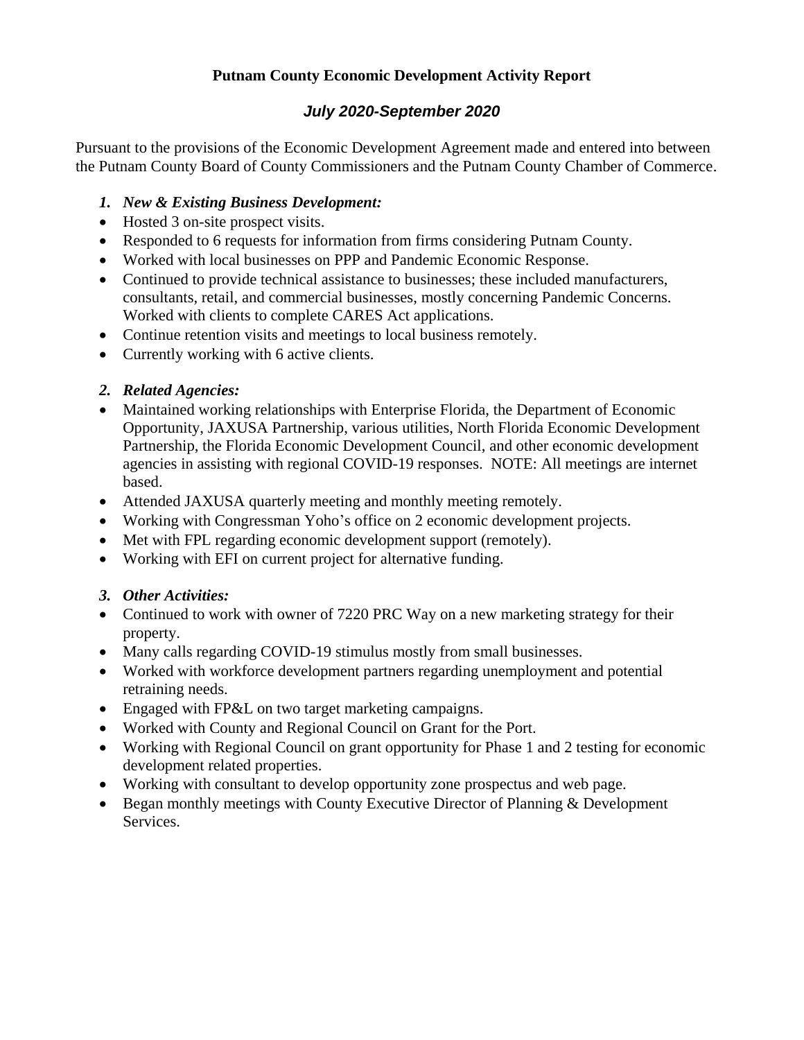**Putnam County Economic Development Activity Report**

***July 2020-September 2020***

Pursuant to the provisions of the Economic Development Agreement made and entered into between the Putnam County Board of County Commissioners and the Putnam County Chamber of Commerce.

1. ***New & Existing Business Development:***

- Hosted 3 on-site prospect visits.
- Responded to 6 requests for information from firms considering Putnam County.
- Worked with local businesses on PPP and Pandemic Economic Response.
- Continued to provide technical assistance to businesses; these included manufacturers, consultants, retail, and commercial businesses, mostly concerning Pandemic Concerns. Worked with clients to complete CARES Act applications.
- Continue retention visits and meetings to local business remotely.
- Currently working with 6 active clients.

2. ***Related Agencies:***

- Maintained working relationships with Enterprise Florida, the Department of Economic Opportunity, JAXUSA Partnership, various utilities, North Florida Economic Development Partnership, the Florida Economic Development Council, and other economic development agencies in assisting with regional COVID-19 responses. NOTE: All meetings are internet based.
- Attended JAXUSA quarterly meeting and monthly meeting remotely.
- Working with Congressman Yoho's office on 2 economic development projects.
- Met with FPL regarding economic development support (remotely).
- Working with EFI on current project for alternative funding.

3. ***Other Activities:***

- Continued to work with owner of 7220 PRC Way on a new marketing strategy for their property.
- Many calls regarding COVID-19 stimulus mostly from small businesses.
- Worked with workforce development partners regarding unemployment and potential retraining needs.
- Engaged with FP&L on two target marketing campaigns.
- Worked with County and Regional Council on Grant for the Port.
- Working with Regional Council on grant opportunity for Phase 1 and 2 testing for economic development related properties.
- Working with consultant to develop opportunity zone prospectus and web page.
- Began monthly meetings with County Executive Director of Planning & Development Services.